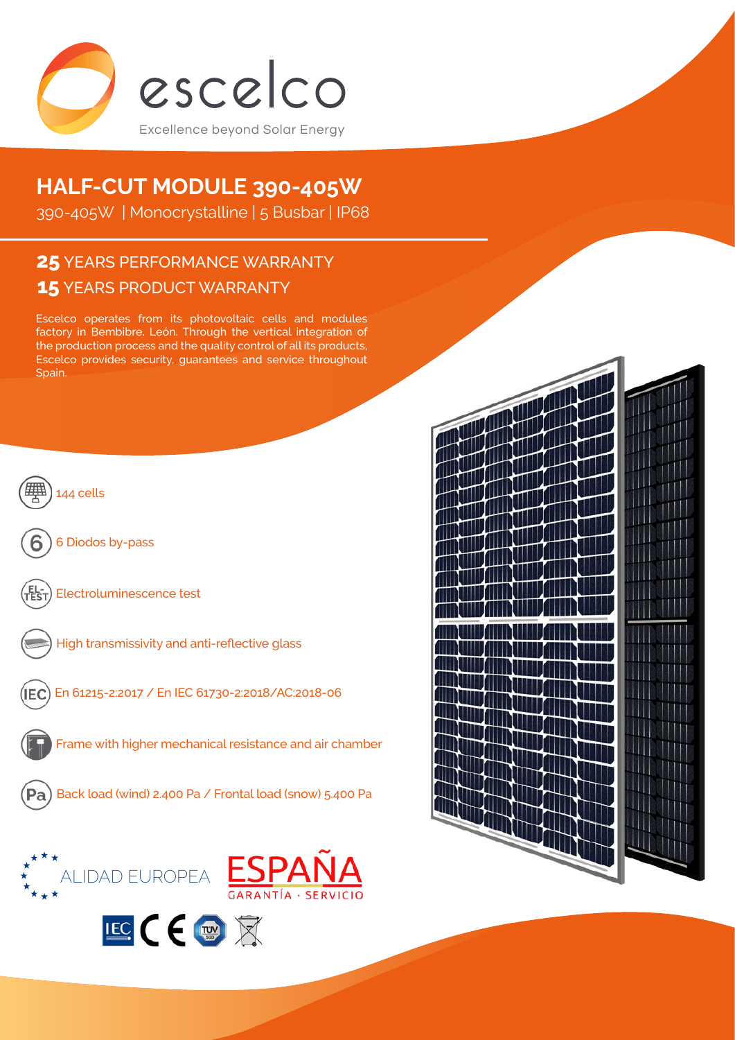escelco

Excellence beyond Solar Energy

# HALF-CUT MODULE 390-405W

390-405W | Monocrystalline | 5 Busbar | IP68

## 25 YEARS PERFORMANCE WARRANTY
## 15 YEARS PRODUCT WARRANTY

Escelco operates from its photovoltaic cells and modules factory in Bembibre, León. Through the vertical integration of the production process and the quality control of all its products, Escelco provides security, guarantees and service throughout Spain.

- 144 cells
- 6 Diodos by-pass
- Electroluminescence test
- High transmissivity and anti-reflective glass
- En 61215-2:2017 / En IEC 61730-2:2018/AC:2018-06
- Frame with higher mechanical resistance and air chamber
- Back load (wind) 2.400 Pa / Frontal load (snow) 5.400 Pa

ALIDAD EUROPEA

ESPAÑA
GARANTÍA · SERVICIO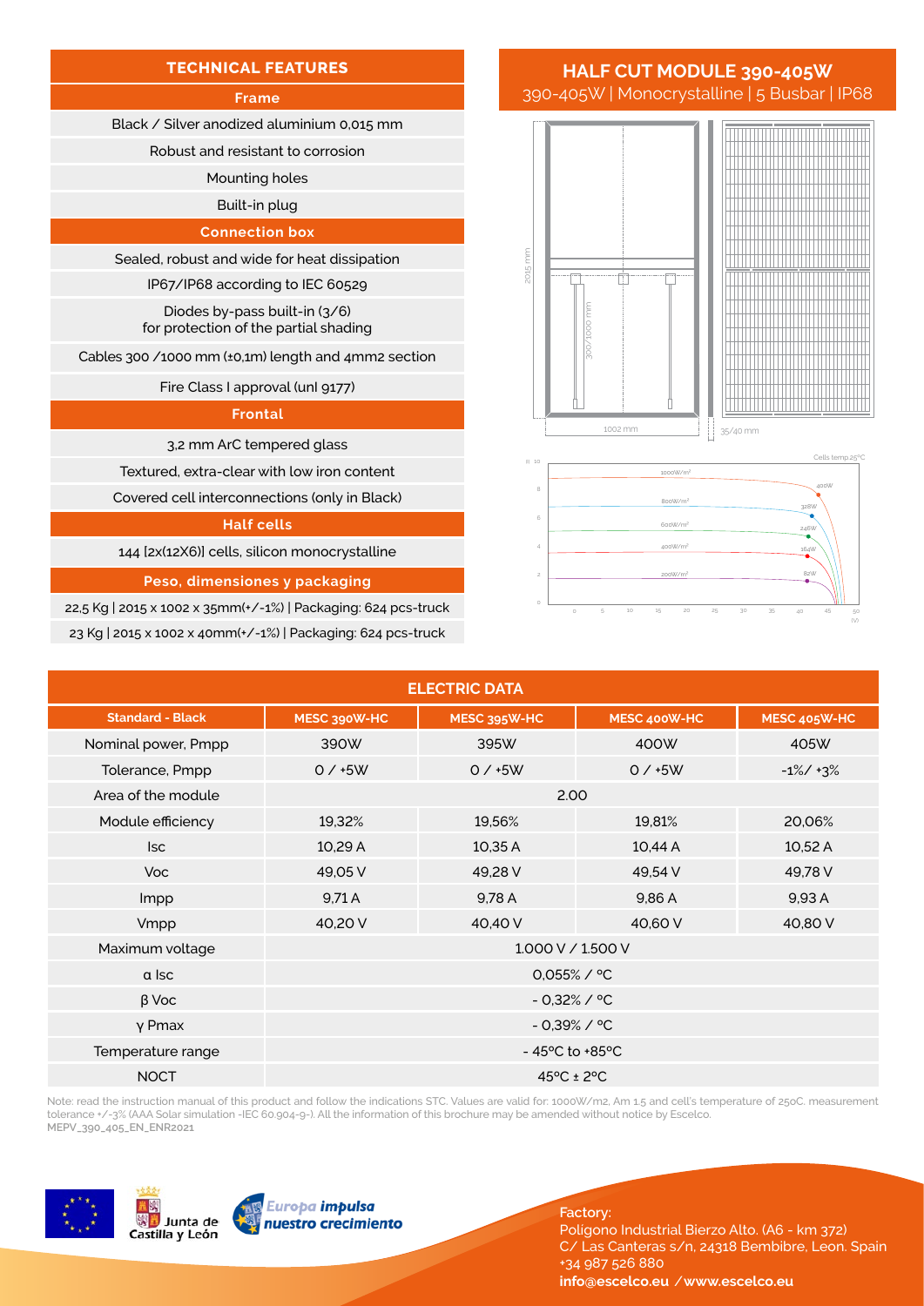## TECHNICAL FEATURES

### Frame

Black / Silver anodized aluminium 0,015 mm

Robust and resistant to corrosion

Mounting holes

Built-in plug

### Connection box

Sealed, robust and wide for heat dissipation

IP67/IP68 according to IEC 60529

Diodes by-pass built-in (3/6) for protection of the partial shading

Cables 300 /1000 mm (±0,1m) length and 4mm2 section

Fire Class I approval (unl 9177)

### Frontal

3,2 mm ArC tempered glass

Textured, extra-clear with low iron content

Covered cell interconnections (only in Black)

### Half cells

144 [2x(12X6)] cells, silicon monocrystalline

### Peso, dimensiones y packaging

22,5 Kg | 2015 x 1002 x 35mm(+/-1%) | Packaging: 624 pcs-truck

23 Kg | 2015 x 1002 x 40mm(+/-1%) | Packaging: 624 pcs-truck

## HALF CUT MODULE 390-405W

390-405W | Monocrystalline | 5 Busbar | IP68

2015 mm
300/1000 mm
1002 mm
35/40 mm

(I) 10
8
6
4
2
0
Cells temp 25°C
1000W/m²
800W/m²
600W/m²
400W/m²
200W/m²
400W
328W
246W
164W
82W
0 5 10 15 20 25 30 35 40 45 50
(V)

## ELECTRIC DATA

| Standard - Black | MESC 390W-HC | MESC 395W-HC | MESC 400W-HC | MESC 405W-HC |
|---|---|---|---|---|
| Nominal power, Pmpp | 390W | 395W | 400W | 405W |
| Tolerance, Pmpp | 0 / +5W | 0 / +5W | 0 / +5W | -1%/ +3% |
| Area of the module | 2.00 | | | |
| Module efficiency | 19,32% | 19,56% | 19,81% | 20,06% |
| Isc | 10,29 A | 10,35 A | 10,44 A | 10,52 A |
| Voc | 49,05 V | 49,28 V | 49,54 V | 49,78 V |
| Impp | 9,71 A | 9,78 A | 9,86 A | 9,93 A |
| Vmpp | 40,20 V | 40,40 V | 40,60 V | 40,80 V |
| Maximum voltage | 1.000 V / 1.500 V | | | |
| α Isc | 0,055% / °C | | | |
| β Voc | - 0,32% / °C | | | |
| γ Pmax | - 0,39% / °C | | | |
| Temperature range | - 45°C to +85°C | | | |
| NOCT | 45°C ± 2°C | | | |

Note: read the instruction manual of this product and follow the indications STC. Values are valid for: 1000W/m2, Am 1.5 and cell's temperature of 25oC. measurement tolerance +/-3% (AAA Solar simulation -IEC 60.904-9-). All the information of this brochure may be amended without notice by Escelco.
**MEPV_390_405_EN_ENR2021**

Junta de Castilla y León

*Europa impulsa nuestro crecimiento*

Factory:
Polígono Industrial Bierzo Alto. (A6 - km 372)
C/ Las Canteras s/n, 24318 Bembibre, Leon. Spain
+34 987 526 880
**info@escelco.eu / www.escelco.eu**